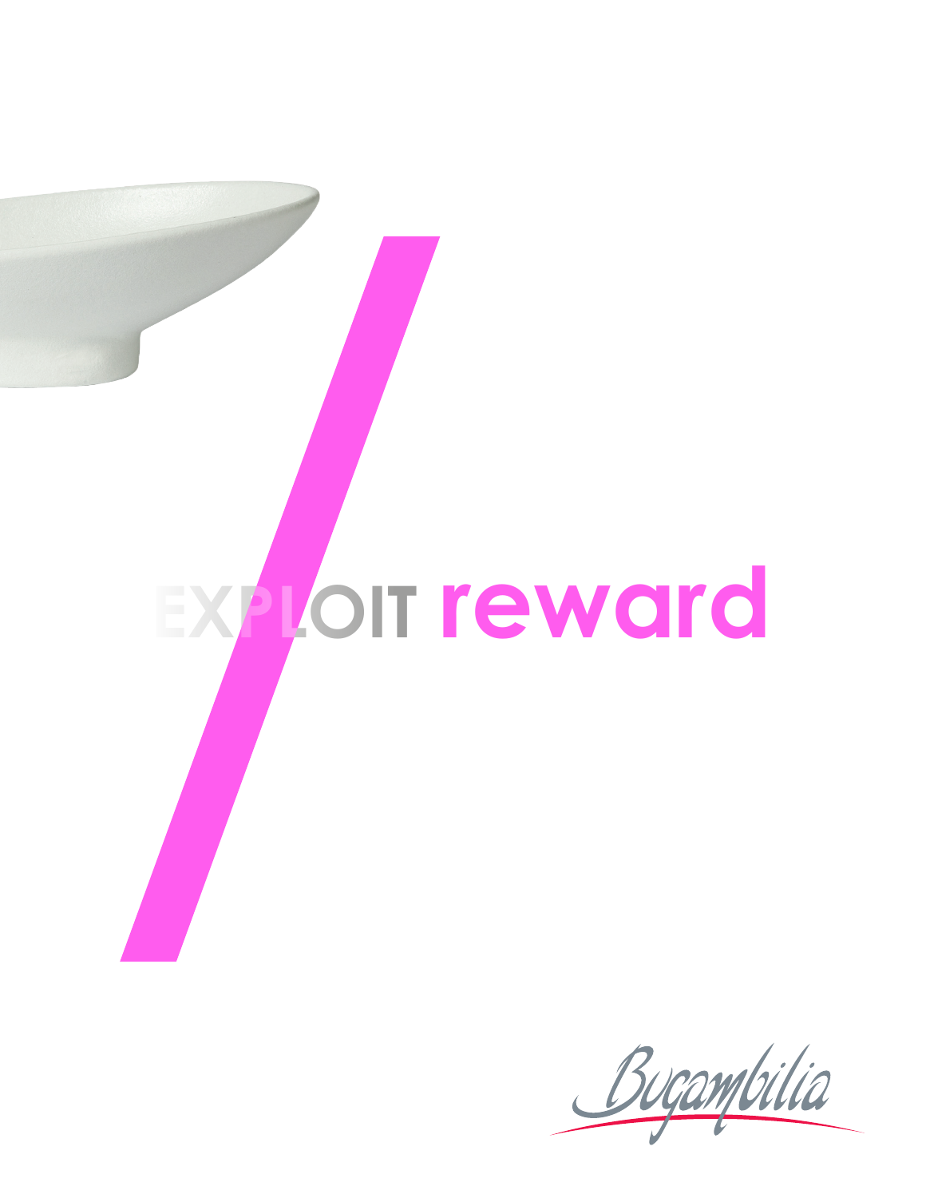# EXPLOIT reward

Bugambilia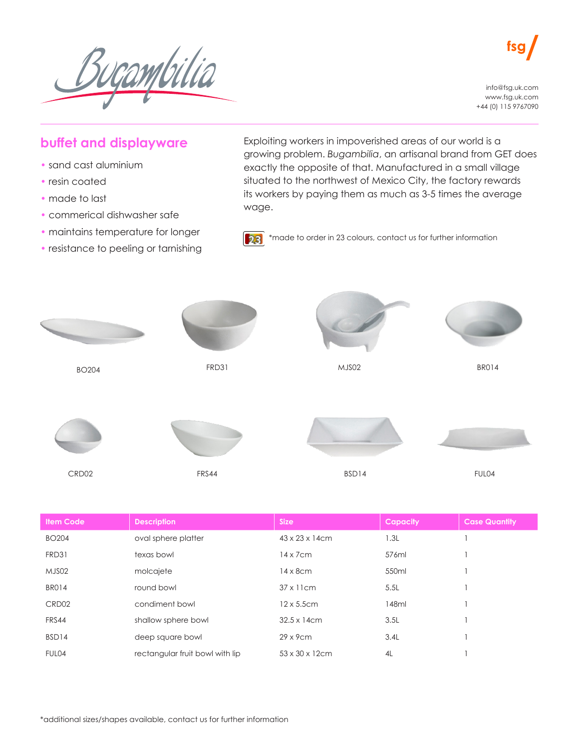# Bugambilia

fsg

info@fsg.uk.com
www.fsg.uk.com
+44 (0) 115 9767090

## buffet and displayware

- sand cast aluminium
- resin coated
- made to last
- commerical dishwasher safe
- maintains temperature for longer
- resistance to peeling or tarnishing

Exploiting workers in impoverished areas of our world is a growing problem. *Bugambilia*, an artisanal brand from GET does exactly the opposite of that. Manufactured in a small village situated to the northwest of Mexico City, the factory rewards its workers by paying them as much as 3-5 times the average wage.

23 *made to order in 23 colours, contact us for further information

BO204 FRD31 MJS02 BR014

CRD02 FRS44 BSD14 FUL04

| Item Code | Description | Size | Capacity | Case Quantity |
|---|---|---|---|---|
| BO204 | oval sphere platter | 43 x 23 x 14cm | 1.3L | 1 |
| FRD31 | texas bowl | 14 x 7cm | 576ml | 1 |
| MJS02 | molcajete | 14 x 8cm | 550ml | 1 |
| BR014 | round bowl | 37 x 11cm | 5.5L | 1 |
| CRD02 | condiment bowl | 12 x 5.5cm | 148ml | 1 |
| FRS44 | shallow sphere bowl | 32.5 x 14cm | 3.5L | 1 |
| BSD14 | deep square bowl | 29 x 9cm | 3.4L | 1 |
| FUL04 | rectangular fruit bowl with lip | 53 x 30 x 12cm | 4L | 1 |

*additional sizes/shapes available, contact us for further information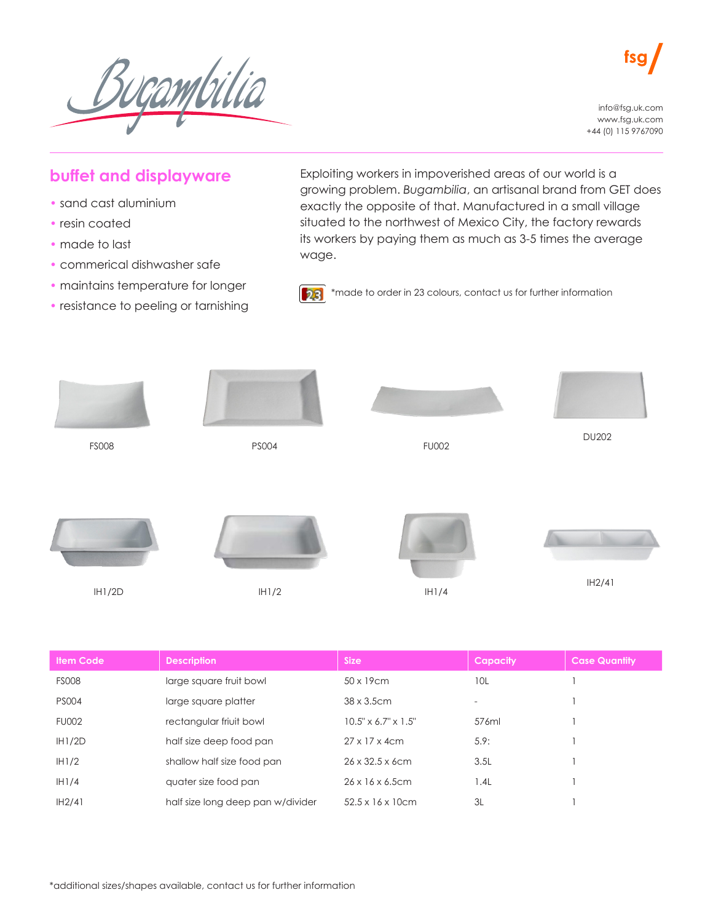Bugambilia

fsg

info@fsg.uk.com
www.fsg.uk.com
+44 (0) 115 9767090

## buffet and displayware

- sand cast aluminium
- resin coated
- made to last
- commerical dishwasher safe
- maintains temperature for longer
- resistance to peeling or tarnishing

Exploiting workers in impoverished areas of our world is a growing problem. *Bugambilia*, an artisanal brand from GET does exactly the opposite of that. Manufactured in a small village situated to the northwest of Mexico City, the factory rewards its workers by paying them as much as 3-5 times the average wage.

23 *made to order in 23 colours, contact us for further information

FS008

PS004

FU002

DU202

IH1/2D

IH1/2

IH1/4

IH2/41

| Item Code | Description | Size | Capacity | Case Quantity |
|---|---|---|---|---|
| FS008 | large square fruit bowl | 50 x 19cm | 10L | 1 |
| PS004 | large square platter | 38 x 3.5cm | - | 1 |
| FU002 | rectangular friuit bowl | 10.5" x 6.7" x 1.5" | 576ml | 1 |
| IH1/2D | half size deep food pan | 27 x 17 x 4cm | 5.9: | 1 |
| IH1/2 | shallow half size food pan | 26 x 32.5 x 6cm | 3.5L | 1 |
| IH1/4 | quater size food pan | 26 x 16 x 6.5cm | 1.4L | 1 |
| IH2/41 | half size long deep pan w/divider | 52.5 x 16 x 10cm | 3L | 1 |

*additional sizes/shapes available, contact us for further information